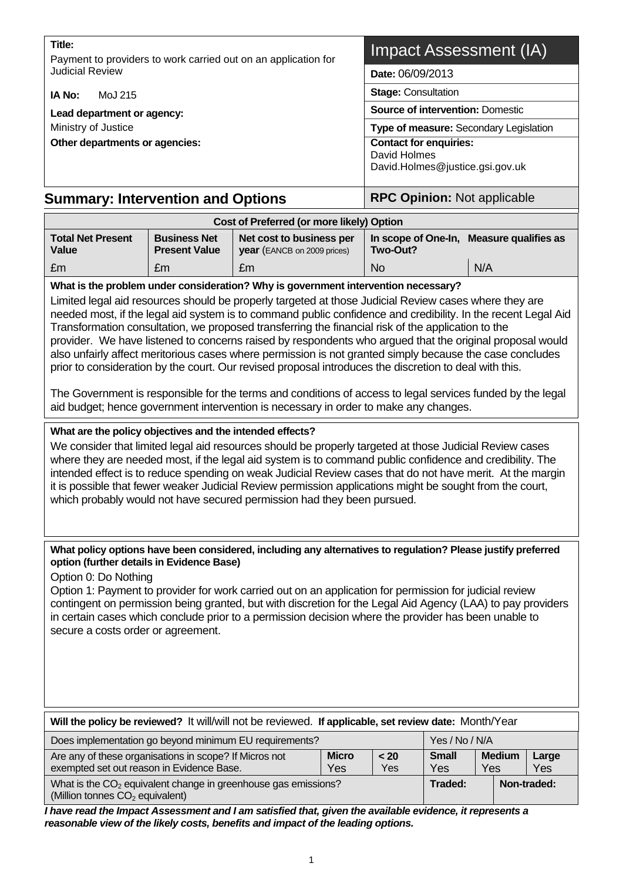| **Title:** Payment to providers to work carried out on an application for Judicial Review | Impact Assessment (IA) |
|---|---|
| **IA No:** MoJ 215 | **Date:** 06/09/2013 |
| **Lead department or agency:** Ministry of Justice | **Stage:** Consultation |
| **Other departments or agencies:** | **Source of intervention:** Domestic |
| | **Type of measure:** Secondary Legislation |
| | **Contact for enquiries:** David Holmes David.Holmes@justice.gsi.gov.uk |

## Summary: Intervention and Options

**RPC Opinion:** Not applicable

| Cost of Preferred (or more likely) Option | | | | |
|---|---|---|---|---|
| **Total Net Present Value** | **Business Net Present Value** | **Net cost to business per year** (EANCB on 2009 prices) | **In scope of One-In, Two-Out?** | **Measure qualifies as** |
| £m | £m | £m | No | N/A |

**What is the problem under consideration? Why is government intervention necessary?**

Limited legal aid resources should be properly targeted at those Judicial Review cases where they are needed most, if the legal aid system is to command public confidence and credibility. In the recent Legal Aid Transformation consultation, we proposed transferring the financial risk of the application to the provider. We have listened to concerns raised by respondents who argued that the original proposal would also unfairly affect meritorious cases where permission is not granted simply because the case concludes prior to consideration by the court. Our revised proposal introduces the discretion to deal with this.

The Government is responsible for the terms and conditions of access to legal services funded by the legal aid budget; hence government intervention is necessary in order to make any changes.

**What are the policy objectives and the intended effects?**

We consider that limited legal aid resources should be properly targeted at those Judicial Review cases where they are needed most, if the legal aid system is to command public confidence and credibility. The intended effect is to reduce spending on weak Judicial Review cases that do not have merit. At the margin it is possible that fewer weaker Judicial Review permission applications might be sought from the court, which probably would not have secured permission had they been pursued.

**What policy options have been considered, including any alternatives to regulation? Please justify preferred option (further details in Evidence Base)**

Option 0: Do Nothing

Option 1: Payment to provider for work carried out on an application for permission for judicial review contingent on permission being granted, but with discretion for the Legal Aid Agency (LAA) to pay providers in certain cases which conclude prior to a permission decision where the provider has been unable to secure a costs order or agreement.

**Will the policy be reviewed?** It will/will not be reviewed. **If applicable, set review date:** Month/Year

| Does implementation go beyond minimum EU requirements? | | | Yes / No / N/A | | |
|---|---|---|---|---|---|
| Are any of these organisations in scope? If Micros not exempted set out reason in Evidence Base. | **Micro** Yes | **< 20** Yes | **Small** Yes | **Medium** Yes | **Large** Yes |
| What is the $CO_2$ equivalent change in greenhouse gas emissions? (Million tonnes $CO_2$ equivalent) | | | **Traded:** | **Non-traded:** | |

***I have read the Impact Assessment and I am satisfied that, given the available evidence, it represents a reasonable view of the likely costs, benefits and impact of the leading options.***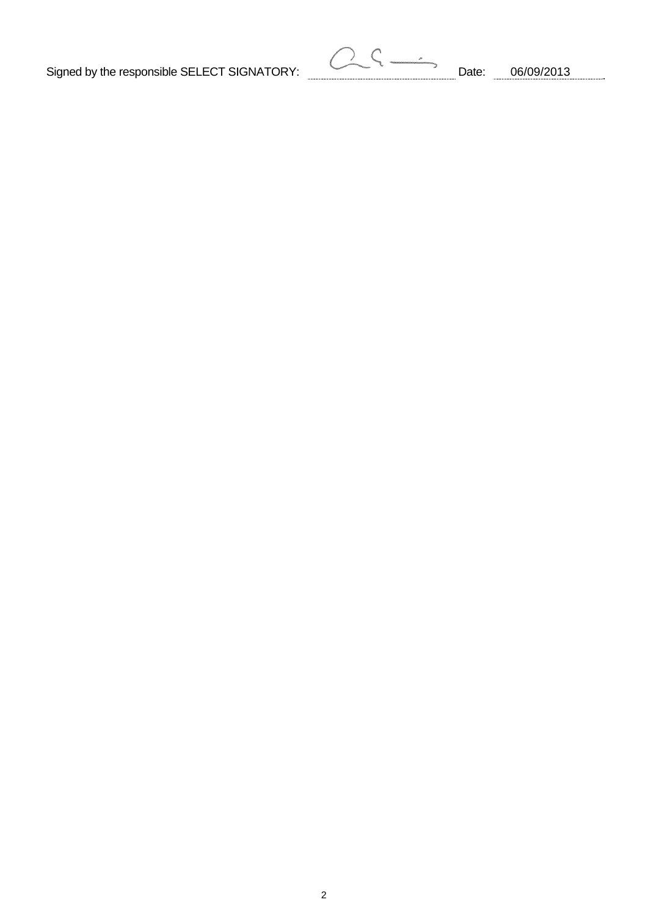Signed by the responsible SELECT SIGNATORY: ______________________ Date: 06/09/2013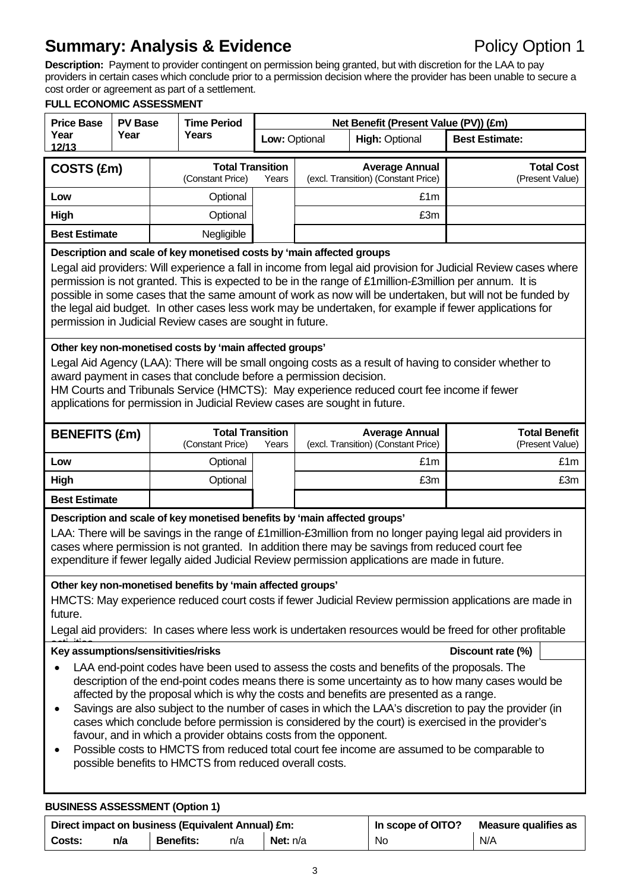# Summary: Analysis & Evidence

Policy Option 1

**Description:** Payment to provider contingent on permission being granted, but with discretion for the LAA to pay providers in certain cases which conclude prior to a permission decision where the provider has been unable to secure a cost order or agreement as part of a settlement.

**FULL ECONOMIC ASSESSMENT**

| Price Base Year 12/13 | PV Base Year | Time Period Years | Net Benefit (Present Value (PV)) (£m) | | |
|---|---|---|---|---|---|
| | | | Low: Optional | High: Optional | Best Estimate: |

| COSTS (£m) | Total Transition (Constant Price) | Years | Average Annual (excl. Transition) (Constant Price) | Total Cost (Present Value) |
|---|---|---|---|---|
| Low | Optional | | £1m | |
| High | Optional | | £3m | |
| Best Estimate | Negligible | | | |

**Description and scale of key monetised costs by 'main affected groups**

Legal aid providers: Will experience a fall in income from legal aid provision for Judicial Review cases where permission is not granted. This is expected to be in the range of £1million-£3million per annum. It is possible in some cases that the same amount of work as now will be undertaken, but will not be funded by the legal aid budget. In other cases less work may be undertaken, for example if fewer applications for permission in Judicial Review cases are sought in future.

**Other key non-monetised costs by 'main affected groups'**

Legal Aid Agency (LAA): There will be small ongoing costs as a result of having to consider whether to award payment in cases that conclude before a permission decision.
HM Courts and Tribunals Service (HMCTS): May experience reduced court fee income if fewer applications for permission in Judicial Review cases are sought in future.

| BENEFITS (£m) | Total Transition (Constant Price) | Years | Average Annual (excl. Transition) (Constant Price) | Total Benefit (Present Value) |
|---|---|---|---|---|
| Low | Optional | | £1m | £1m |
| High | Optional | | £3m | £3m |
| Best Estimate | | | | |

**Description and scale of key monetised benefits by 'main affected groups'**

LAA: There will be savings in the range of £1million-£3million from no longer paying legal aid providers in cases where permission is not granted. In addition there may be savings from reduced court fee expenditure if fewer legally aided Judicial Review permission applications are made in future.

**Other key non-monetised benefits by 'main affected groups'**

HMCTS: May experience reduced court costs if fewer Judicial Review permission applications are made in future.

Legal aid providers: In cases where less work is undertaken resources would be freed for other profitable activities

**Key assumptions/sensitivities/risks** — Discount rate (%)

- LAA end-point codes have been used to assess the costs and benefits of the proposals. The description of the end-point codes means there is some uncertainty as to how many cases would be affected by the proposal which is why the costs and benefits are presented as a range.
- Savings are also subject to the number of cases in which the LAA's discretion to pay the provider (in cases which conclude before permission is considered by the court) is exercised in the provider's favour, and in which a provider obtains costs from the opponent.
- Possible costs to HMCTS from reduced total court fee income are assumed to be comparable to possible benefits to HMCTS from reduced overall costs.

**BUSINESS ASSESSMENT (Option 1)**

| Direct impact on business (Equivalent Annual) £m: | | | | | In scope of OITO? | Measure qualifies as |
|---|---|---|---|---|---|---|
| Costs: | n/a | Benefits: | n/a | Net: n/a | No | N/A |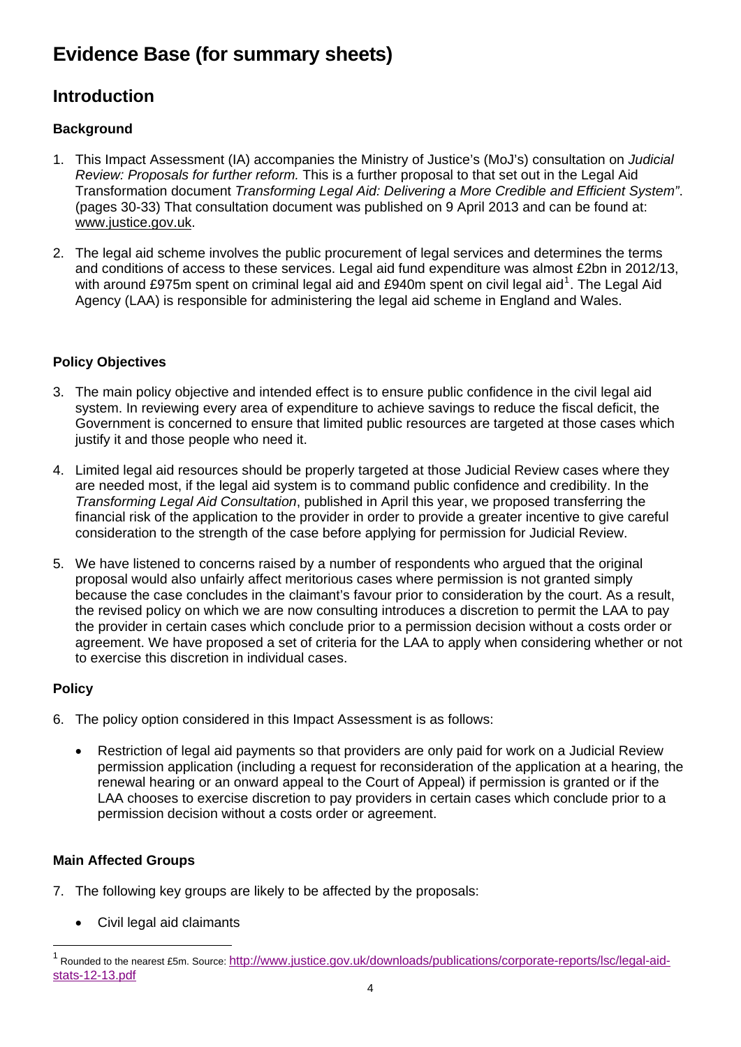# Evidence Base (for summary sheets)

## Introduction

### Background

1. This Impact Assessment (IA) accompanies the Ministry of Justice's (MoJ's) consultation on *Judicial Review: Proposals for further reform.* This is a further proposal to that set out in the Legal Aid Transformation document *Transforming Legal Aid: Delivering a More Credible and Efficient System"*. (pages 30-33) That consultation document was published on 9 April 2013 and can be found at: www.justice.gov.uk.

2. The legal aid scheme involves the public procurement of legal services and determines the terms and conditions of access to these services. Legal aid fund expenditure was almost £2bn in 2012/13, with around £975m spent on criminal legal aid and £940m spent on civil legal aid[1]. The Legal Aid Agency (LAA) is responsible for administering the legal aid scheme in England and Wales.

### Policy Objectives

3. The main policy objective and intended effect is to ensure public confidence in the civil legal aid system. In reviewing every area of expenditure to achieve savings to reduce the fiscal deficit, the Government is concerned to ensure that limited public resources are targeted at those cases which justify it and those people who need it.

4. Limited legal aid resources should be properly targeted at those Judicial Review cases where they are needed most, if the legal aid system is to command public confidence and credibility. In the *Transforming Legal Aid Consultation*, published in April this year, we proposed transferring the financial risk of the application to the provider in order to provide a greater incentive to give careful consideration to the strength of the case before applying for permission for Judicial Review.

5. We have listened to concerns raised by a number of respondents who argued that the original proposal would also unfairly affect meritorious cases where permission is not granted simply because the case concludes in the claimant's favour prior to consideration by the court. As a result, the revised policy on which we are now consulting introduces a discretion to permit the LAA to pay the provider in certain cases which conclude prior to a permission decision without a costs order or agreement. We have proposed a set of criteria for the LAA to apply when considering whether or not to exercise this discretion in individual cases.

### Policy

6. The policy option considered in this Impact Assessment is as follows:

   - Restriction of legal aid payments so that providers are only paid for work on a Judicial Review permission application (including a request for reconsideration of the application at a hearing, the renewal hearing or an onward appeal to the Court of Appeal) if permission is granted or if the LAA chooses to exercise discretion to pay providers in certain cases which conclude prior to a permission decision without a costs order or agreement.

### Main Affected Groups

7. The following key groups are likely to be affected by the proposals:

   - Civil legal aid claimants

---

[1] Rounded to the nearest £5m. Source: http://www.justice.gov.uk/downloads/publications/corporate-reports/lsc/legal-aid-stats-12-13.pdf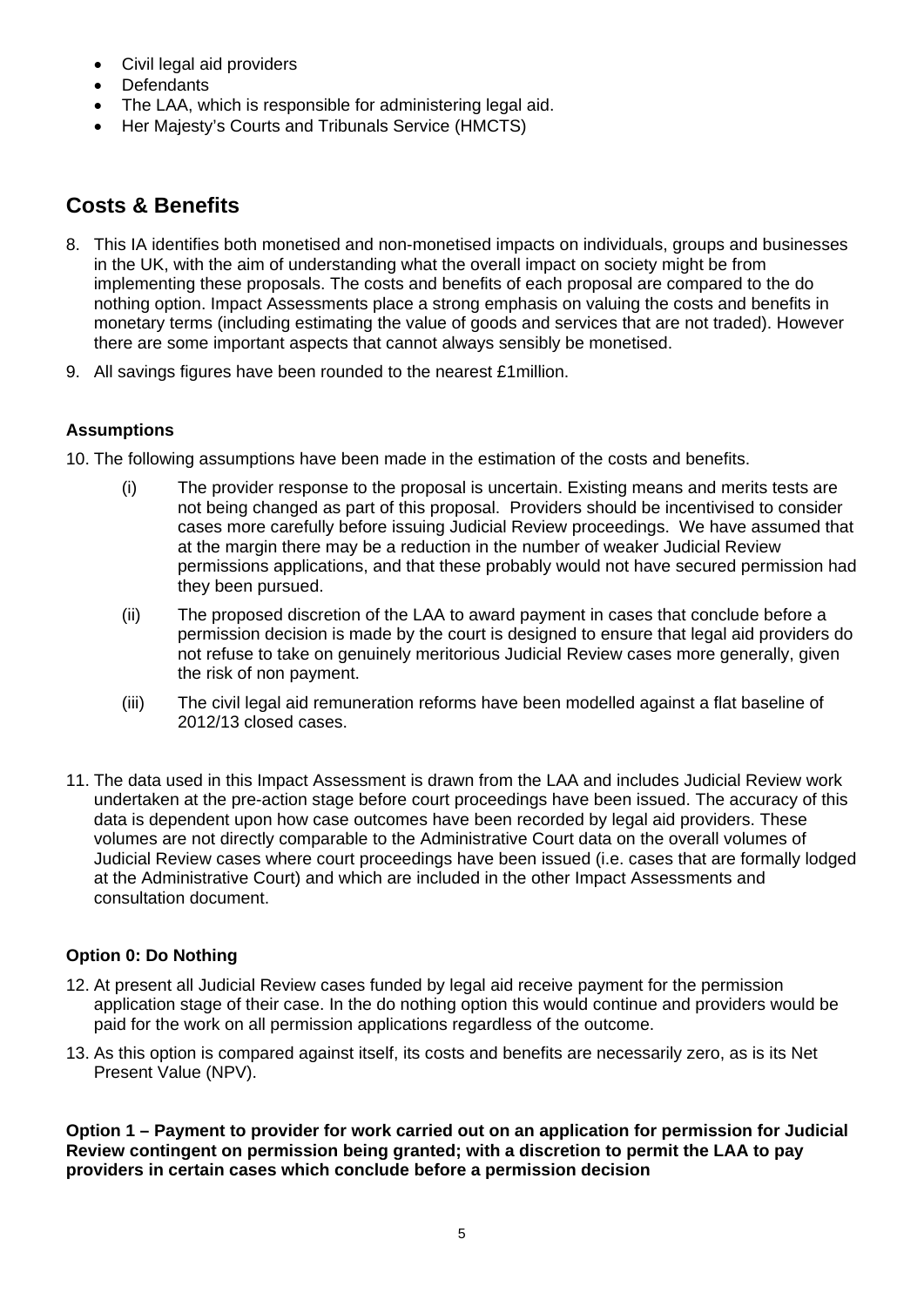- Civil legal aid providers
- Defendants
- The LAA, which is responsible for administering legal aid.
- Her Majesty's Courts and Tribunals Service (HMCTS)

## Costs & Benefits

8. This IA identifies both monetised and non-monetised impacts on individuals, groups and businesses in the UK, with the aim of understanding what the overall impact on society might be from implementing these proposals. The costs and benefits of each proposal are compared to the do nothing option. Impact Assessments place a strong emphasis on valuing the costs and benefits in monetary terms (including estimating the value of goods and services that are not traded). However there are some important aspects that cannot always sensibly be monetised.
9. All savings figures have been rounded to the nearest £1million.

### Assumptions

10. The following assumptions have been made in the estimation of the costs and benefits.
    (i) The provider response to the proposal is uncertain. Existing means and merits tests are not being changed as part of this proposal. Providers should be incentivised to consider cases more carefully before issuing Judicial Review proceedings. We have assumed that at the margin there may be a reduction in the number of weaker Judicial Review permissions applications, and that these probably would not have secured permission had they been pursued.
    (ii) The proposed discretion of the LAA to award payment in cases that conclude before a permission decision is made by the court is designed to ensure that legal aid providers do not refuse to take on genuinely meritorious Judicial Review cases more generally, given the risk of non payment.
    (iii) The civil legal aid remuneration reforms have been modelled against a flat baseline of 2012/13 closed cases.
11. The data used in this Impact Assessment is drawn from the LAA and includes Judicial Review work undertaken at the pre-action stage before court proceedings have been issued. The accuracy of this data is dependent upon how case outcomes have been recorded by legal aid providers. These volumes are not directly comparable to the Administrative Court data on the overall volumes of Judicial Review cases where court proceedings have been issued (i.e. cases that are formally lodged at the Administrative Court) and which are included in the other Impact Assessments and consultation document.

### Option 0: Do Nothing

12. At present all Judicial Review cases funded by legal aid receive payment for the permission application stage of their case. In the do nothing option this would continue and providers would be paid for the work on all permission applications regardless of the outcome.
13. As this option is compared against itself, its costs and benefits are necessarily zero, as is its Net Present Value (NPV).

**Option 1 – Payment to provider for work carried out on an application for permission for Judicial Review contingent on permission being granted; with a discretion to permit the LAA to pay providers in certain cases which conclude before a permission decision**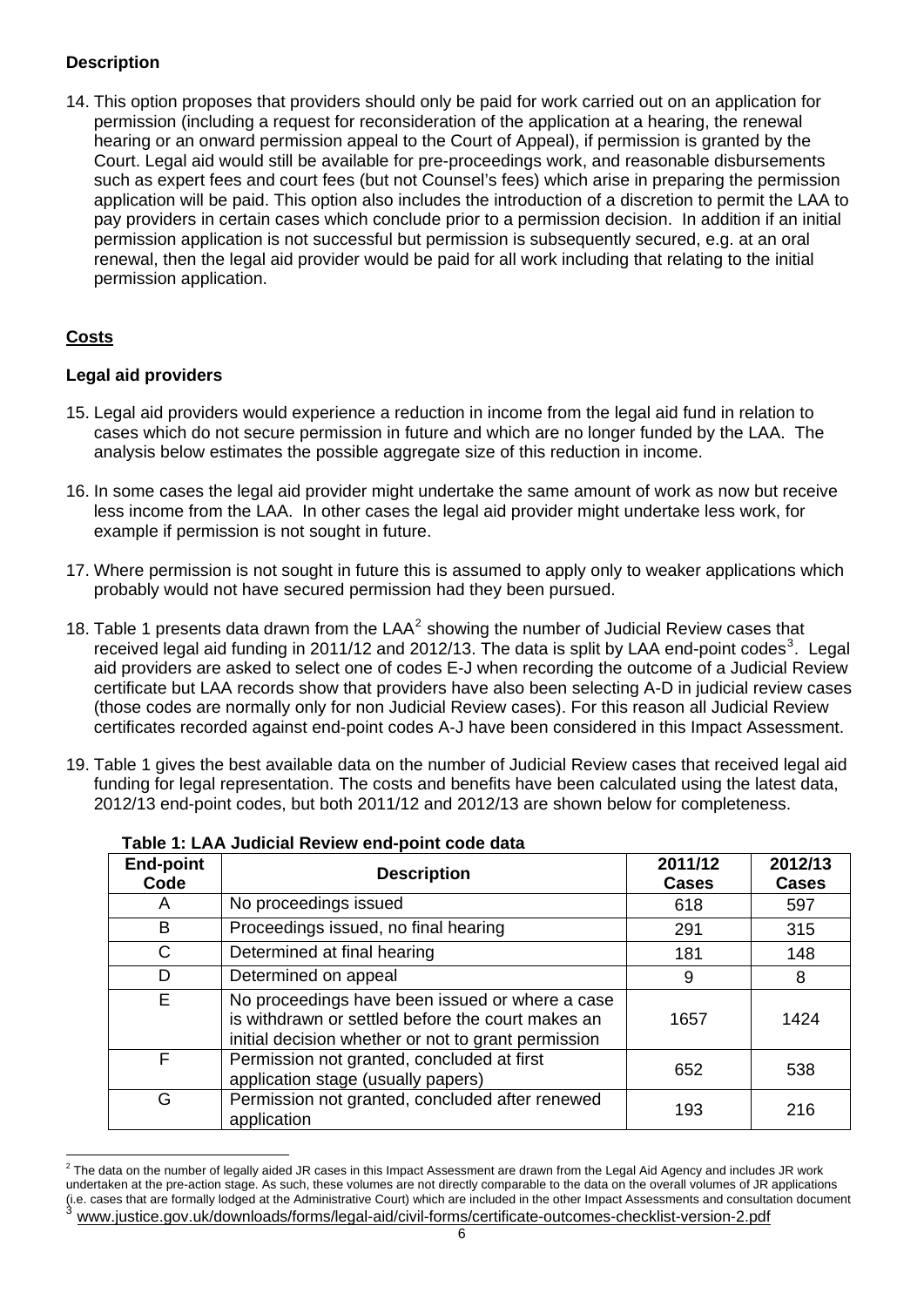**Description**

14. This option proposes that providers should only be paid for work carried out on an application for permission (including a request for reconsideration of the application at a hearing, the renewal hearing or an onward permission appeal to the Court of Appeal), if permission is granted by the Court. Legal aid would still be available for pre-proceedings work, and reasonable disbursements such as expert fees and court fees (but not Counsel's fees) which arise in preparing the permission application will be paid. This option also includes the introduction of a discretion to permit the LAA to pay providers in certain cases which conclude prior to a permission decision. In addition if an initial permission application is not successful but permission is subsequently secured, e.g. at an oral renewal, then the legal aid provider would be paid for all work including that relating to the initial permission application.

## Costs

**Legal aid providers**

15. Legal aid providers would experience a reduction in income from the legal aid fund in relation to cases which do not secure permission in future and which are no longer funded by the LAA. The analysis below estimates the possible aggregate size of this reduction in income.

16. In some cases the legal aid provider might undertake the same amount of work as now but receive less income from the LAA. In other cases the legal aid provider might undertake less work, for example if permission is not sought in future.

17. Where permission is not sought in future this is assumed to apply only to weaker applications which probably would not have secured permission had they been pursued.

18. Table 1 presents data drawn from the LAA[2] showing the number of Judicial Review cases that received legal aid funding in 2011/12 and 2012/13. The data is split by LAA end-point codes[3]. Legal aid providers are asked to select one of codes E-J when recording the outcome of a Judicial Review certificate but LAA records show that providers have also been selecting A-D in judicial review cases (those codes are normally only for non Judicial Review cases). For this reason all Judicial Review certificates recorded against end-point codes A-J have been considered in this Impact Assessment.

19. Table 1 gives the best available data on the number of Judicial Review cases that received legal aid funding for legal representation. The costs and benefits have been calculated using the latest data, 2012/13 end-point codes, but both 2011/12 and 2012/13 are shown below for completeness.

**Table 1: LAA Judicial Review end-point code data**

| End-point Code | Description | 2011/12 Cases | 2012/13 Cases |
|---|---|---|---|
| A | No proceedings issued | 618 | 597 |
| B | Proceedings issued, no final hearing | 291 | 315 |
| C | Determined at final hearing | 181 | 148 |
| D | Determined on appeal | 9 | 8 |
| E | No proceedings have been issued or where a case is withdrawn or settled before the court makes an initial decision whether or not to grant permission | 1657 | 1424 |
| F | Permission not granted, concluded at first application stage (usually papers) | 652 | 538 |
| G | Permission not granted, concluded after renewed application | 193 | 216 |

[2] The data on the number of legally aided JR cases in this Impact Assessment are drawn from the Legal Aid Agency and includes JR work undertaken at the pre-action stage. As such, these volumes are not directly comparable to the data on the overall volumes of JR applications (i.e. cases that are formally lodged at the Administrative Court) which are included in the other Impact Assessments and consultation document

[3] www.justice.gov.uk/downloads/forms/legal-aid/civil-forms/certificate-outcomes-checklist-version-2.pdf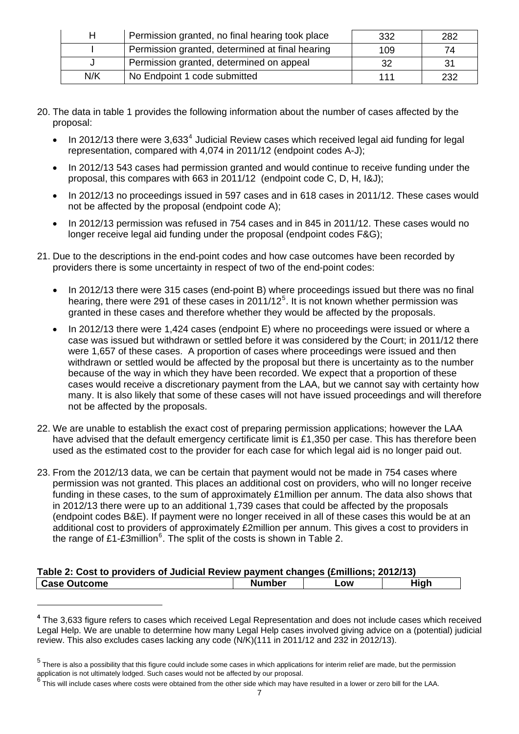| H | Permission granted, no final hearing took place | 332 | 282 |
|---|---|---|---|
| I | Permission granted, determined at final hearing | 109 | 74 |
| J | Permission granted, determined on appeal | 32 | 31 |
| N/K | No Endpoint 1 code submitted | 111 | 232 |

20. The data in table 1 provides the following information about the number of cases affected by the proposal:

   - In 2012/13 there were 3,633[4] Judicial Review cases which received legal aid funding for legal representation, compared with 4,074 in 2011/12 (endpoint codes A-J);
   - In 2012/13 543 cases had permission granted and would continue to receive funding under the proposal, this compares with 663 in 2011/12 (endpoint code C, D, H, I&J);
   - In 2012/13 no proceedings issued in 597 cases and in 618 cases in 2011/12. These cases would not be affected by the proposal (endpoint code A);
   - In 2012/13 permission was refused in 754 cases and in 845 in 2011/12. These cases would no longer receive legal aid funding under the proposal (endpoint codes F&G);

21. Due to the descriptions in the end-point codes and how case outcomes have been recorded by providers there is some uncertainty in respect of two of the end-point codes:

   - In 2012/13 there were 315 cases (end-point B) where proceedings issued but there was no final hearing, there were 291 of these cases in 2011/12[5]. It is not known whether permission was granted in these cases and therefore whether they would be affected by the proposals.
   - In 2012/13 there were 1,424 cases (endpoint E) where no proceedings were issued or where a case was issued but withdrawn or settled before it was considered by the Court; in 2011/12 there were 1,657 of these cases. A proportion of cases where proceedings were issued and then withdrawn or settled would be affected by the proposal but there is uncertainty as to the number because of the way in which they have been recorded. We expect that a proportion of these cases would receive a discretionary payment from the LAA, but we cannot say with certainty how many. It is also likely that some of these cases will not have issued proceedings and will therefore not be affected by the proposals.

22. We are unable to establish the exact cost of preparing permission applications; however the LAA have advised that the default emergency certificate limit is £1,350 per case. This has therefore been used as the estimated cost to the provider for each case for which legal aid is no longer paid out.

23. From the 2012/13 data, we can be certain that payment would not be made in 754 cases where permission was not granted. This places an additional cost on providers, who will no longer receive funding in these cases, to the sum of approximately £1million per annum. The data also shows that in 2012/13 there were up to an additional 1,739 cases that could be affected by the proposals (endpoint codes B&E). If payment were no longer received in all of these cases this would be at an additional cost to providers of approximately £2million per annum. This gives a cost to providers in the range of £1-£3million[6]. The split of the costs is shown in Table 2.

**Table 2: Cost to providers of Judicial Review payment changes (£millions; 2012/13)**

| Case Outcome | Number | Low | High |
|---|---|---|---|

[4] The 3,633 figure refers to cases which received Legal Representation and does not include cases which received Legal Help. We are unable to determine how many Legal Help cases involved giving advice on a (potential) judicial review. This also excludes cases lacking any code (N/K)(111 in 2011/12 and 232 in 2012/13).

[5] There is also a possibility that this figure could include some cases in which applications for interim relief are made, but the permission application is not ultimately lodged. Such cases would not be affected by our proposal.

[6] This will include cases where costs were obtained from the other side which may have resulted in a lower or zero bill for the LAA.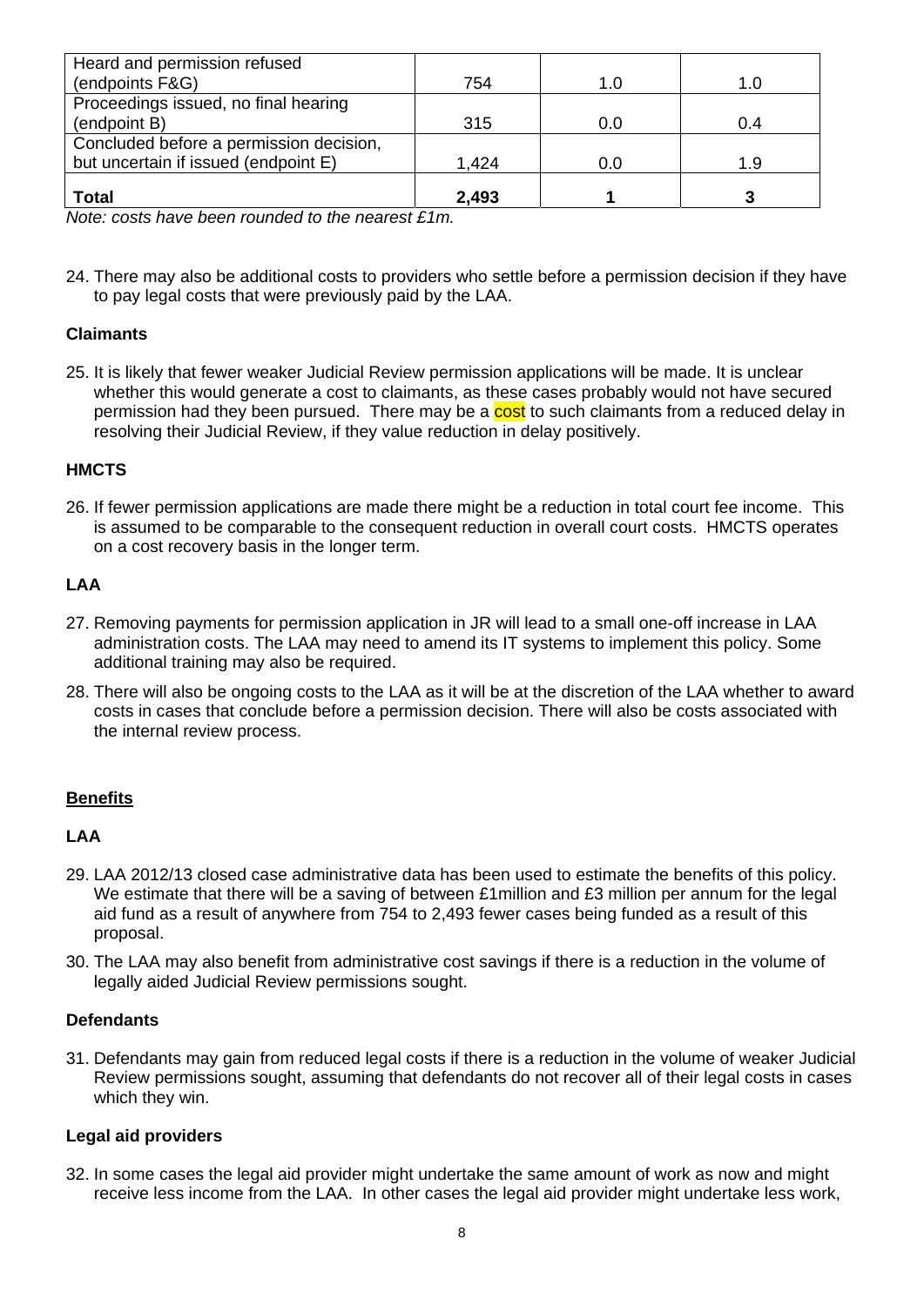| | | | |
|---|---|---|---|
| Heard and permission refused (endpoints F&G) | 754 | 1.0 | 1.0 |
| Proceedings issued, no final hearing (endpoint B) | 315 | 0.0 | 0.4 |
| Concluded before a permission decision, but uncertain if issued (endpoint E) | 1,424 | 0.0 | 1.9 |
| **Total** | **2,493** | **1** | **3** |

*Note: costs have been rounded to the nearest £1m.*

24. There may also be additional costs to providers who settle before a permission decision if they have to pay legal costs that were previously paid by the LAA.

**Claimants**

25. It is likely that fewer weaker Judicial Review permission applications will be made. It is unclear whether this would generate a cost to claimants, as these cases probably would not have secured permission had they been pursued. There may be a cost to such claimants from a reduced delay in resolving their Judicial Review, if they value reduction in delay positively.

**HMCTS**

26. If fewer permission applications are made there might be a reduction in total court fee income. This is assumed to be comparable to the consequent reduction in overall court costs. HMCTS operates on a cost recovery basis in the longer term.

**LAA**

27. Removing payments for permission application in JR will lead to a small one-off increase in LAA administration costs. The LAA may need to amend its IT systems to implement this policy. Some additional training may also be required.

28. There will also be ongoing costs to the LAA as it will be at the discretion of the LAA whether to award costs in cases that conclude before a permission decision. There will also be costs associated with the internal review process.

**<u>Benefits</u>**

**LAA**

29. LAA 2012/13 closed case administrative data has been used to estimate the benefits of this policy. We estimate that there will be a saving of between £1million and £3 million per annum for the legal aid fund as a result of anywhere from 754 to 2,493 fewer cases being funded as a result of this proposal.

30. The LAA may also benefit from administrative cost savings if there is a reduction in the volume of legally aided Judicial Review permissions sought.

**Defendants**

31. Defendants may gain from reduced legal costs if there is a reduction in the volume of weaker Judicial Review permissions sought, assuming that defendants do not recover all of their legal costs in cases which they win.

**Legal aid providers**

32. In some cases the legal aid provider might undertake the same amount of work as now and might receive less income from the LAA. In other cases the legal aid provider might undertake less work,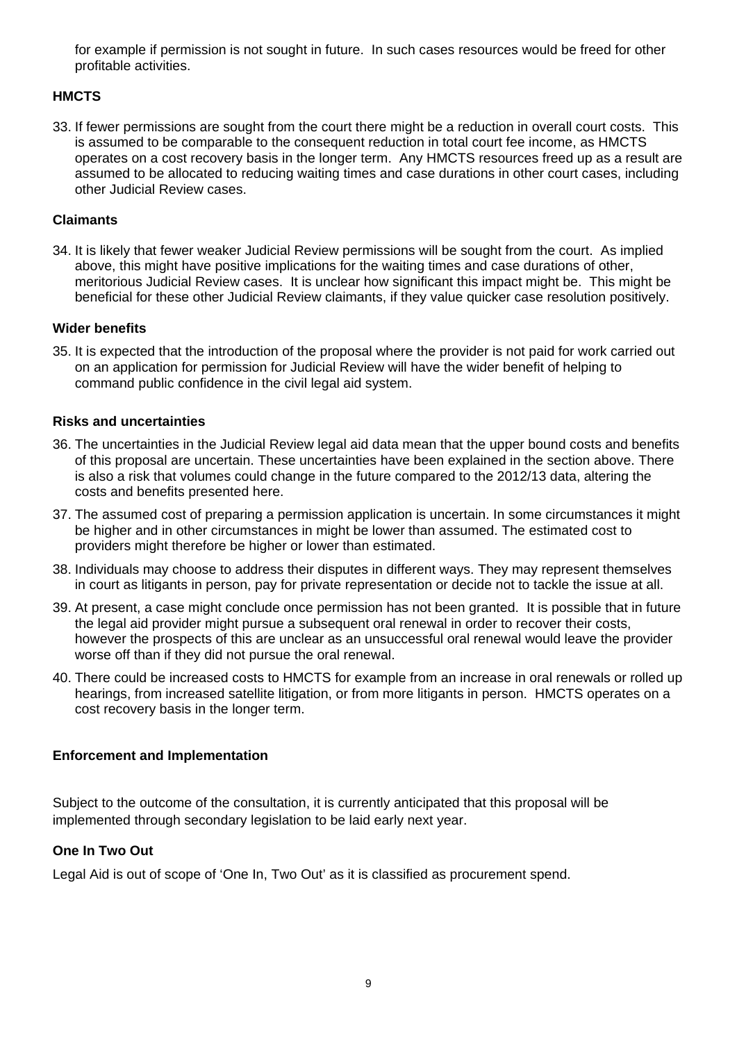for example if permission is not sought in future. In such cases resources would be freed for other profitable activities.

**HMCTS**

33. If fewer permissions are sought from the court there might be a reduction in overall court costs. This is assumed to be comparable to the consequent reduction in total court fee income, as HMCTS operates on a cost recovery basis in the longer term. Any HMCTS resources freed up as a result are assumed to be allocated to reducing waiting times and case durations in other court cases, including other Judicial Review cases.

**Claimants**

34. It is likely that fewer weaker Judicial Review permissions will be sought from the court. As implied above, this might have positive implications for the waiting times and case durations of other, meritorious Judicial Review cases. It is unclear how significant this impact might be. This might be beneficial for these other Judicial Review claimants, if they value quicker case resolution positively.

**Wider benefits**

35. It is expected that the introduction of the proposal where the provider is not paid for work carried out on an application for permission for Judicial Review will have the wider benefit of helping to command public confidence in the civil legal aid system.

**Risks and uncertainties**

36. The uncertainties in the Judicial Review legal aid data mean that the upper bound costs and benefits of this proposal are uncertain. These uncertainties have been explained in the section above. There is also a risk that volumes could change in the future compared to the 2012/13 data, altering the costs and benefits presented here.
37. The assumed cost of preparing a permission application is uncertain. In some circumstances it might be higher and in other circumstances in might be lower than assumed. The estimated cost to providers might therefore be higher or lower than estimated.
38. Individuals may choose to address their disputes in different ways. They may represent themselves in court as litigants in person, pay for private representation or decide not to tackle the issue at all.
39. At present, a case might conclude once permission has not been granted. It is possible that in future the legal aid provider might pursue a subsequent oral renewal in order to recover their costs, however the prospects of this are unclear as an unsuccessful oral renewal would leave the provider worse off than if they did not pursue the oral renewal.
40. There could be increased costs to HMCTS for example from an increase in oral renewals or rolled up hearings, from increased satellite litigation, or from more litigants in person. HMCTS operates on a cost recovery basis in the longer term.

**Enforcement and Implementation**

Subject to the outcome of the consultation, it is currently anticipated that this proposal will be implemented through secondary legislation to be laid early next year.

**One In Two Out**

Legal Aid is out of scope of 'One In, Two Out' as it is classified as procurement spend.